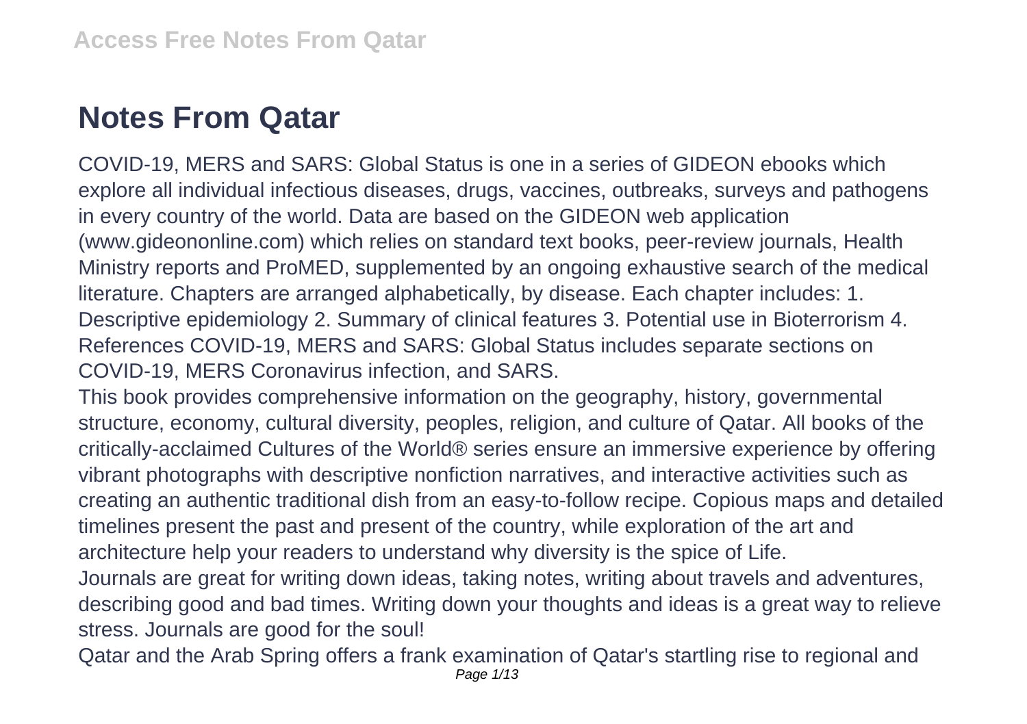# Notes From Qatar

COVID-19, MERS and SARS: Global Status is one in a series of GIDEON ebooks which explore all individual infectious diseases, drugs, vaccines, outbreaks, surveys and pathogens in every country of the world. Data are based on the GIDEON web application (www.gideononline.com) which relies on standard text books, peer-review journals, Health Ministry reports and ProMED, supplemented by an ongoing exhaustive search of the medical literature. Chapters are arranged alphabetically, by disease. Each chapter includes: 1. Descriptive epidemiology 2. Summary of clinical features 3. Potential use in Bioterrorism 4. References COVID-19, MERS and SARS: Global Status includes separate sections on COVID-19, MERS Coronavirus infection, and SARS.

This book provides comprehensive information on the geography, history, governmental structure, economy, cultural diversity, peoples, religion, and culture of Qatar. All books of the critically-acclaimed Cultures of the World® series ensure an immersive experience by offering vibrant photographs with descriptive nonfiction narratives, and interactive activities such as creating an authentic traditional dish from an easy-to-follow recipe. Copious maps and detailed timelines present the past and present of the country, while exploration of the art and architecture help your readers to understand why diversity is the spice of Life.

Journals are great for writing down ideas, taking notes, writing about travels and adventures, describing good and bad times. Writing down your thoughts and ideas is a great way to relieve stress. Journals are good for the soul!

Qatar and the Arab Spring offers a frank examination of Qatar's startling rise to regional and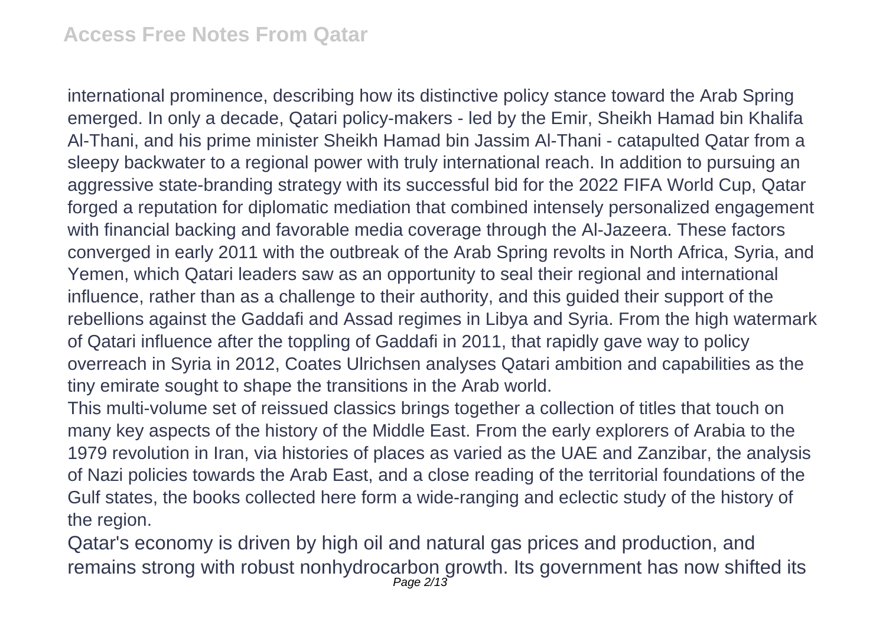international prominence, describing how its distinctive policy stance toward the Arab Spring emerged. In only a decade, Qatari policy-makers - led by the Emir, Sheikh Hamad bin Khalifa Al-Thani, and his prime minister Sheikh Hamad bin Jassim Al-Thani - catapulted Qatar from a sleepy backwater to a regional power with truly international reach. In addition to pursuing an aggressive state-branding strategy with its successful bid for the 2022 FIFA World Cup, Qatar forged a reputation for diplomatic mediation that combined intensely personalized engagement with financial backing and favorable media coverage through the Al-Jazeera. These factors converged in early 2011 with the outbreak of the Arab Spring revolts in North Africa, Syria, and Yemen, which Qatari leaders saw as an opportunity to seal their regional and international influence, rather than as a challenge to their authority, and this guided their support of the rebellions against the Gaddafi and Assad regimes in Libya and Syria. From the high watermark of Qatari influence after the toppling of Gaddafi in 2011, that rapidly gave way to policy overreach in Syria in 2012, Coates Ulrichsen analyses Qatari ambition and capabilities as the tiny emirate sought to shape the transitions in the Arab world.

This multi-volume set of reissued classics brings together a collection of titles that touch on many key aspects of the history of the Middle East. From the early explorers of Arabia to the 1979 revolution in Iran, via histories of places as varied as the UAE and Zanzibar, the analysis of Nazi policies towards the Arab East, and a close reading of the territorial foundations of the Gulf states, the books collected here form a wide-ranging and eclectic study of the history of the region.

Qatar's economy is driven by high oil and natural gas prices and production, and remains strong with robust nonhydrocarbon growth. Its government has now shifted its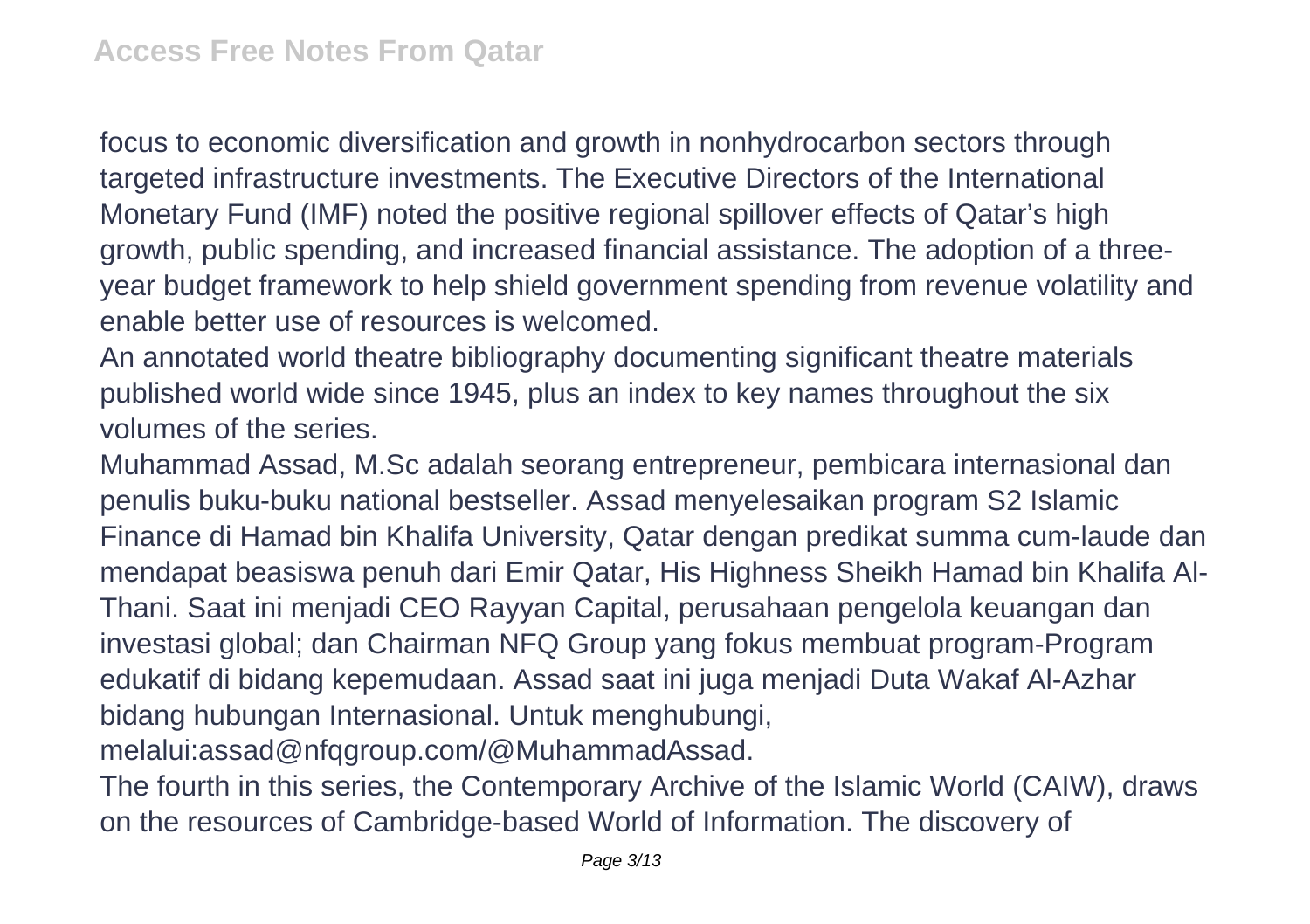focus to economic diversification and growth in nonhydrocarbon sectors through targeted infrastructure investments. The Executive Directors of the International Monetary Fund (IMF) noted the positive regional spillover effects of Qatar's high growth, public spending, and increased financial assistance. The adoption of a three-year budget framework to help shield government spending from revenue volatility and enable better use of resources is welcomed.

An annotated world theatre bibliography documenting significant theatre materials published world wide since 1945, plus an index to key names throughout the six volumes of the series.

Muhammad Assad, M.Sc adalah seorang entrepreneur, pembicara internasional dan penulis buku-buku national bestseller. Assad menyelesaikan program S2 Islamic Finance di Hamad bin Khalifa University, Qatar dengan predikat summa cum-laude dan mendapat beasiswa penuh dari Emir Qatar, His Highness Sheikh Hamad bin Khalifa Al-Thani. Saat ini menjadi CEO Rayyan Capital, perusahaan pengelola keuangan dan investasi global; dan Chairman NFQ Group yang fokus membuat program-Program edukatif di bidang kepemudaan. Assad saat ini juga menjadi Duta Wakaf Al-Azhar bidang hubungan Internasional. Untuk menghubungi, melalui:assad@nfqgroup.com/@MuhammadAssad.

The fourth in this series, the Contemporary Archive of the Islamic World (CAIW), draws on the resources of Cambridge-based World of Information. The discovery of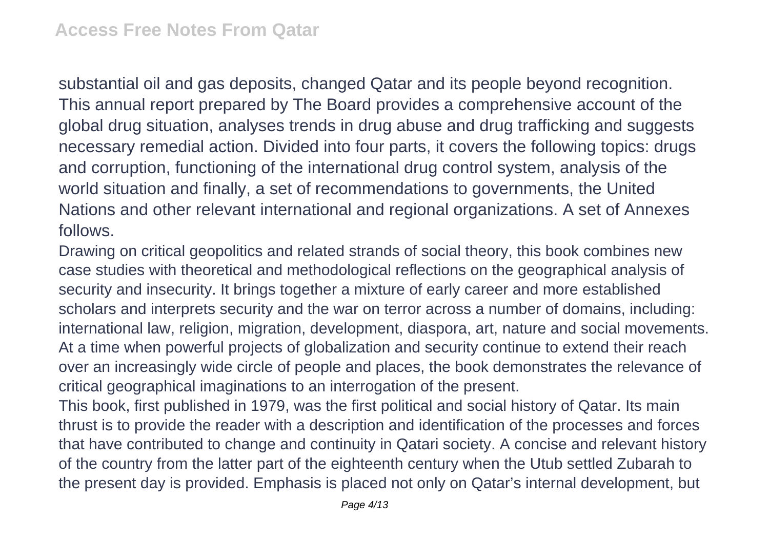substantial oil and gas deposits, changed Qatar and its people beyond recognition.
This annual report prepared by The Board provides a comprehensive account of the global drug situation, analyses trends in drug abuse and drug trafficking and suggests necessary remedial action. Divided into four parts, it covers the following topics: drugs and corruption, functioning of the international drug control system, analysis of the world situation and finally, a set of recommendations to governments, the United Nations and other relevant international and regional organizations. A set of Annexes follows.

Drawing on critical geopolitics and related strands of social theory, this book combines new case studies with theoretical and methodological reflections on the geographical analysis of security and insecurity. It brings together a mixture of early career and more established scholars and interprets security and the war on terror across a number of domains, including: international law, religion, migration, development, diaspora, art, nature and social movements. At a time when powerful projects of globalization and security continue to extend their reach over an increasingly wide circle of people and places, the book demonstrates the relevance of critical geographical imaginations to an interrogation of the present.

This book, first published in 1979, was the first political and social history of Qatar. Its main thrust is to provide the reader with a description and identification of the processes and forces that have contributed to change and continuity in Qatari society. A concise and relevant history of the country from the latter part of the eighteenth century when the Utub settled Zubarah to the present day is provided. Emphasis is placed not only on Qatar's internal development, but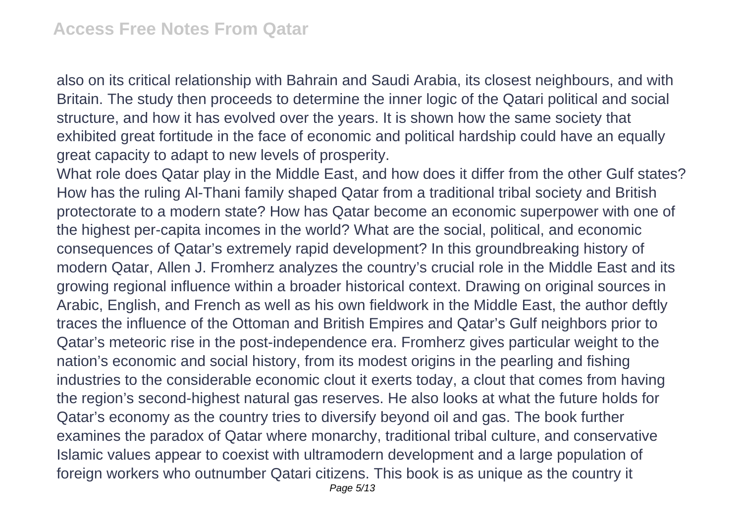also on its critical relationship with Bahrain and Saudi Arabia, its closest neighbours, and with Britain. The study then proceeds to determine the inner logic of the Qatari political and social structure, and how it has evolved over the years. It is shown how the same society that exhibited great fortitude in the face of economic and political hardship could have an equally great capacity to adapt to new levels of prosperity.

What role does Qatar play in the Middle East, and how does it differ from the other Gulf states? How has the ruling Al-Thani family shaped Qatar from a traditional tribal society and British protectorate to a modern state? How has Qatar become an economic superpower with one of the highest per-capita incomes in the world? What are the social, political, and economic consequences of Qatar's extremely rapid development? In this groundbreaking history of modern Qatar, Allen J. Fromherz analyzes the country's crucial role in the Middle East and its growing regional influence within a broader historical context. Drawing on original sources in Arabic, English, and French as well as his own fieldwork in the Middle East, the author deftly traces the influence of the Ottoman and British Empires and Qatar's Gulf neighbors prior to Qatar's meteoric rise in the post-independence era. Fromherz gives particular weight to the nation's economic and social history, from its modest origins in the pearling and fishing industries to the considerable economic clout it exerts today, a clout that comes from having the region's second-highest natural gas reserves. He also looks at what the future holds for Qatar's economy as the country tries to diversify beyond oil and gas. The book further examines the paradox of Qatar where monarchy, traditional tribal culture, and conservative Islamic values appear to coexist with ultramodern development and a large population of foreign workers who outnumber Qatari citizens. This book is as unique as the country it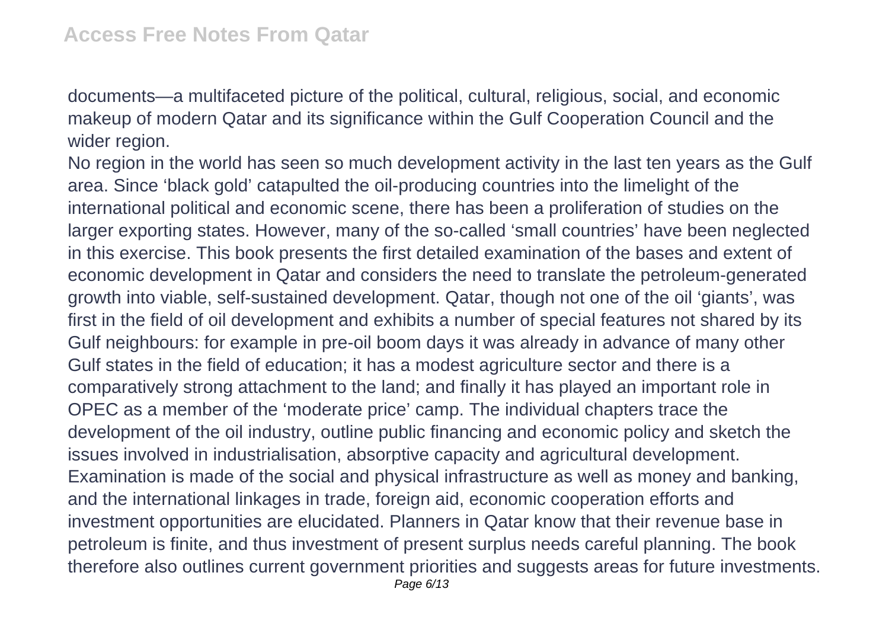documents—a multifaceted picture of the political, cultural, religious, social, and economic makeup of modern Qatar and its significance within the Gulf Cooperation Council and the wider region.

No region in the world has seen so much development activity in the last ten years as the Gulf area. Since 'black gold' catapulted the oil-producing countries into the limelight of the international political and economic scene, there has been a proliferation of studies on the larger exporting states. However, many of the so-called 'small countries' have been neglected in this exercise. This book presents the first detailed examination of the bases and extent of economic development in Qatar and considers the need to translate the petroleum-generated growth into viable, self-sustained development. Qatar, though not one of the oil 'giants', was first in the field of oil development and exhibits a number of special features not shared by its Gulf neighbours: for example in pre-oil boom days it was already in advance of many other Gulf states in the field of education; it has a modest agriculture sector and there is a comparatively strong attachment to the land; and finally it has played an important role in OPEC as a member of the 'moderate price' camp. The individual chapters trace the development of the oil industry, outline public financing and economic policy and sketch the issues involved in industrialisation, absorptive capacity and agricultural development. Examination is made of the social and physical infrastructure as well as money and banking, and the international linkages in trade, foreign aid, economic cooperation efforts and investment opportunities are elucidated. Planners in Qatar know that their revenue base in petroleum is finite, and thus investment of present surplus needs careful planning. The book therefore also outlines current government priorities and suggests areas for future investments.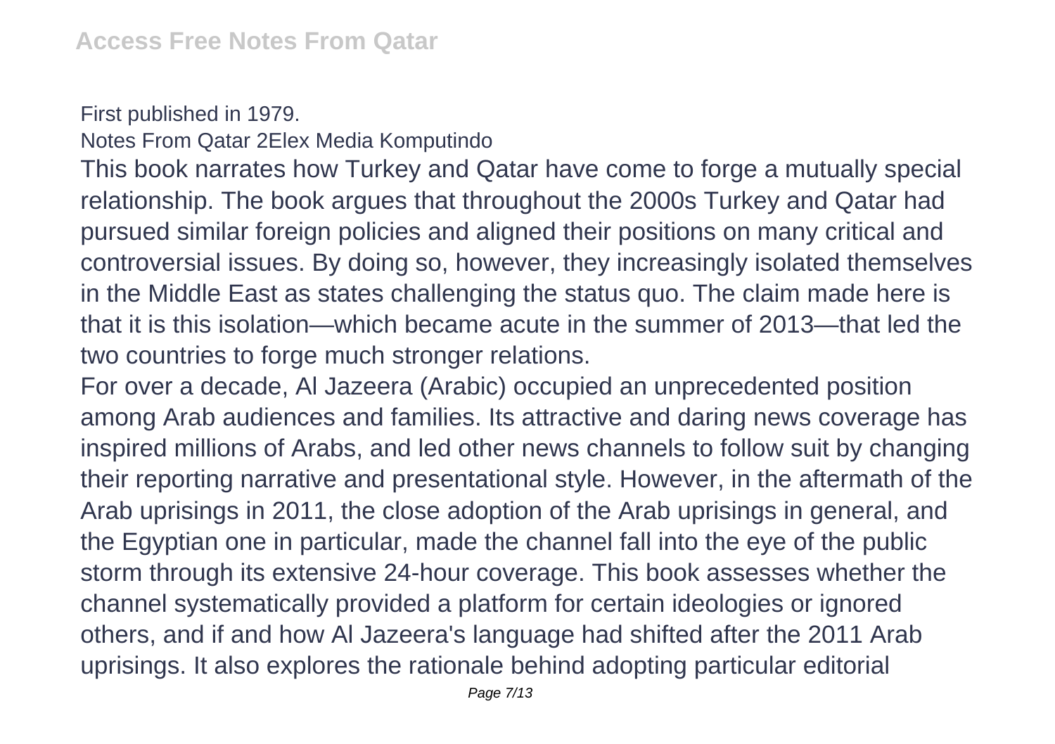First published in 1979.

Notes From Qatar 2Elex Media Komputindo

This book narrates how Turkey and Qatar have come to forge a mutually special relationship. The book argues that throughout the 2000s Turkey and Qatar had pursued similar foreign policies and aligned their positions on many critical and controversial issues. By doing so, however, they increasingly isolated themselves in the Middle East as states challenging the status quo. The claim made here is that it is this isolation—which became acute in the summer of 2013—that led the two countries to forge much stronger relations.

For over a decade, Al Jazeera (Arabic) occupied an unprecedented position among Arab audiences and families. Its attractive and daring news coverage has inspired millions of Arabs, and led other news channels to follow suit by changing their reporting narrative and presentational style. However, in the aftermath of the Arab uprisings in 2011, the close adoption of the Arab uprisings in general, and the Egyptian one in particular, made the channel fall into the eye of the public storm through its extensive 24-hour coverage. This book assesses whether the channel systematically provided a platform for certain ideologies or ignored others, and if and how Al Jazeera's language had shifted after the 2011 Arab uprisings. It also explores the rationale behind adopting particular editorial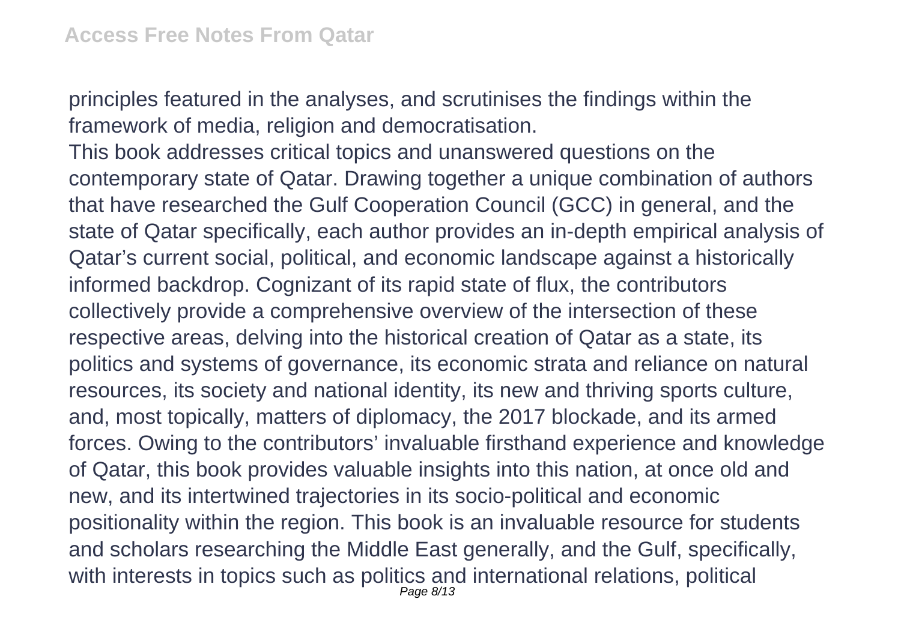principles featured in the analyses, and scrutinises the findings within the framework of media, religion and democratisation.

This book addresses critical topics and unanswered questions on the contemporary state of Qatar. Drawing together a unique combination of authors that have researched the Gulf Cooperation Council (GCC) in general, and the state of Qatar specifically, each author provides an in-depth empirical analysis of Qatar's current social, political, and economic landscape against a historically informed backdrop. Cognizant of its rapid state of flux, the contributors collectively provide a comprehensive overview of the intersection of these respective areas, delving into the historical creation of Qatar as a state, its politics and systems of governance, its economic strata and reliance on natural resources, its society and national identity, its new and thriving sports culture, and, most topically, matters of diplomacy, the 2017 blockade, and its armed forces. Owing to the contributors' invaluable firsthand experience and knowledge of Qatar, this book provides valuable insights into this nation, at once old and new, and its intertwined trajectories in its socio-political and economic positionality within the region. This book is an invaluable resource for students and scholars researching the Middle East generally, and the Gulf, specifically, with interests in topics such as politics and international relations, political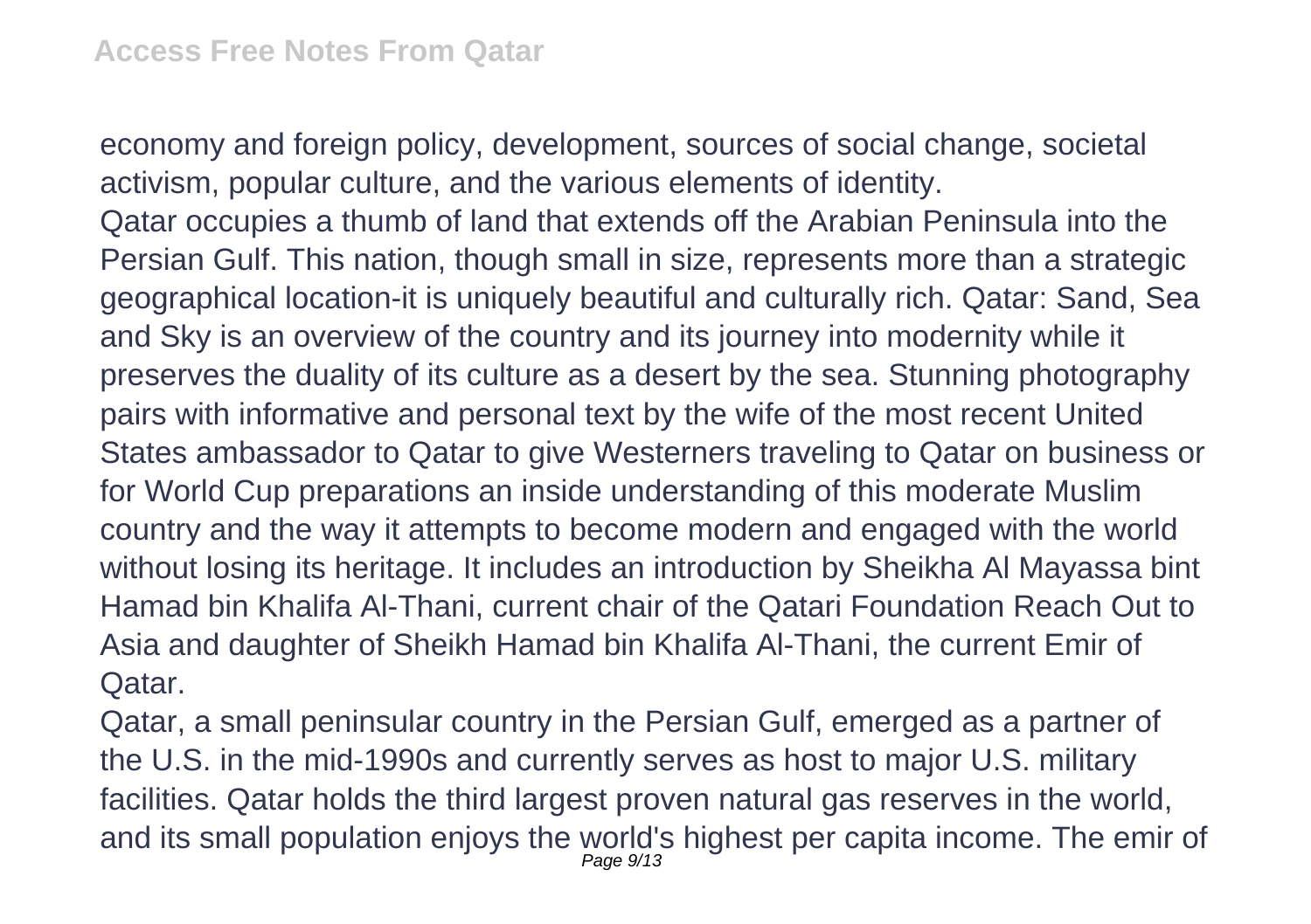economy and foreign policy, development, sources of social change, societal activism, popular culture, and the various elements of identity.

Qatar occupies a thumb of land that extends off the Arabian Peninsula into the Persian Gulf. This nation, though small in size, represents more than a strategic geographical location-it is uniquely beautiful and culturally rich. Qatar: Sand, Sea and Sky is an overview of the country and its journey into modernity while it preserves the duality of its culture as a desert by the sea. Stunning photography pairs with informative and personal text by the wife of the most recent United States ambassador to Qatar to give Westerners traveling to Qatar on business or for World Cup preparations an inside understanding of this moderate Muslim country and the way it attempts to become modern and engaged with the world without losing its heritage. It includes an introduction by Sheikha Al Mayassa bint Hamad bin Khalifa Al-Thani, current chair of the Qatari Foundation Reach Out to Asia and daughter of Sheikh Hamad bin Khalifa Al-Thani, the current Emir of Qatar.

Qatar, a small peninsular country in the Persian Gulf, emerged as a partner of the U.S. in the mid-1990s and currently serves as host to major U.S. military facilities. Qatar holds the third largest proven natural gas reserves in the world, and its small population enjoys the world's highest per capita income. The emir of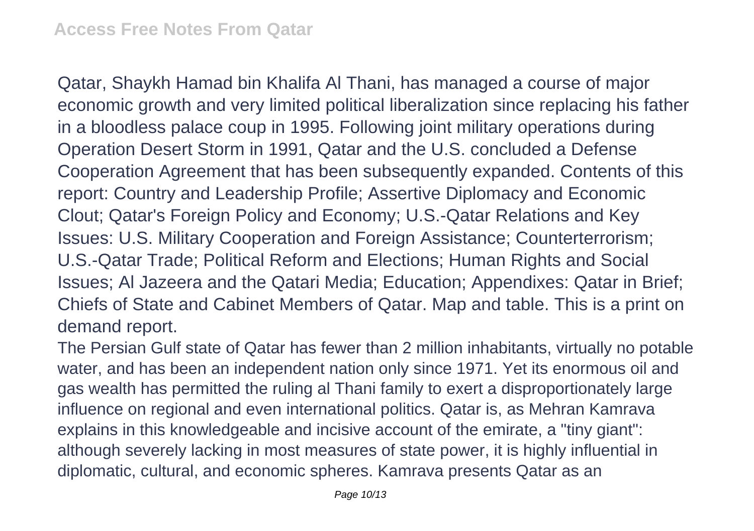Qatar, Shaykh Hamad bin Khalifa Al Thani, has managed a course of major economic growth and very limited political liberalization since replacing his father in a bloodless palace coup in 1995. Following joint military operations during Operation Desert Storm in 1991, Qatar and the U.S. concluded a Defense Cooperation Agreement that has been subsequently expanded. Contents of this report: Country and Leadership Profile; Assertive Diplomacy and Economic Clout; Qatar's Foreign Policy and Economy; U.S.-Qatar Relations and Key Issues: U.S. Military Cooperation and Foreign Assistance; Counterterrorism; U.S.-Qatar Trade; Political Reform and Elections; Human Rights and Social Issues; Al Jazeera and the Qatari Media; Education; Appendixes: Qatar in Brief; Chiefs of State and Cabinet Members of Qatar. Map and table. This is a print on demand report.

The Persian Gulf state of Qatar has fewer than 2 million inhabitants, virtually no potable water, and has been an independent nation only since 1971. Yet its enormous oil and gas wealth has permitted the ruling al Thani family to exert a disproportionately large influence on regional and even international politics. Qatar is, as Mehran Kamrava explains in this knowledgeable and incisive account of the emirate, a "tiny giant": although severely lacking in most measures of state power, it is highly influential in diplomatic, cultural, and economic spheres. Kamrava presents Qatar as an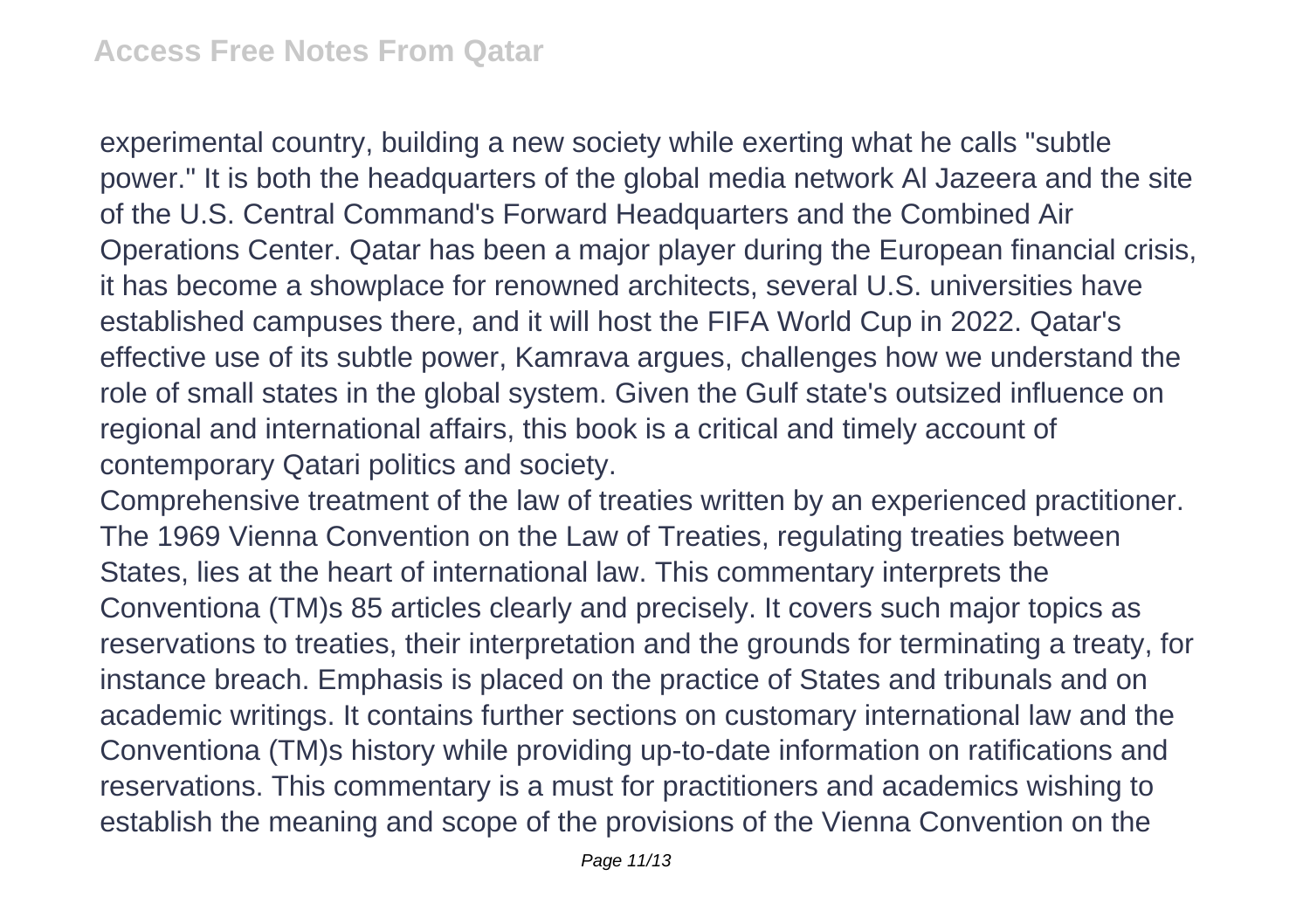experimental country, building a new society while exerting what he calls "subtle power." It is both the headquarters of the global media network Al Jazeera and the site of the U.S. Central Command's Forward Headquarters and the Combined Air Operations Center. Qatar has been a major player during the European financial crisis, it has become a showplace for renowned architects, several U.S. universities have established campuses there, and it will host the FIFA World Cup in 2022. Qatar's effective use of its subtle power, Kamrava argues, challenges how we understand the role of small states in the global system. Given the Gulf state's outsized influence on regional and international affairs, this book is a critical and timely account of contemporary Qatari politics and society.

Comprehensive treatment of the law of treaties written by an experienced practitioner. The 1969 Vienna Convention on the Law of Treaties, regulating treaties between States, lies at the heart of international law. This commentary interprets the Conventiona (TM)s 85 articles clearly and precisely. It covers such major topics as reservations to treaties, their interpretation and the grounds for terminating a treaty, for instance breach. Emphasis is placed on the practice of States and tribunals and on academic writings. It contains further sections on customary international law and the Conventiona (TM)s history while providing up-to-date information on ratifications and reservations. This commentary is a must for practitioners and academics wishing to establish the meaning and scope of the provisions of the Vienna Convention on the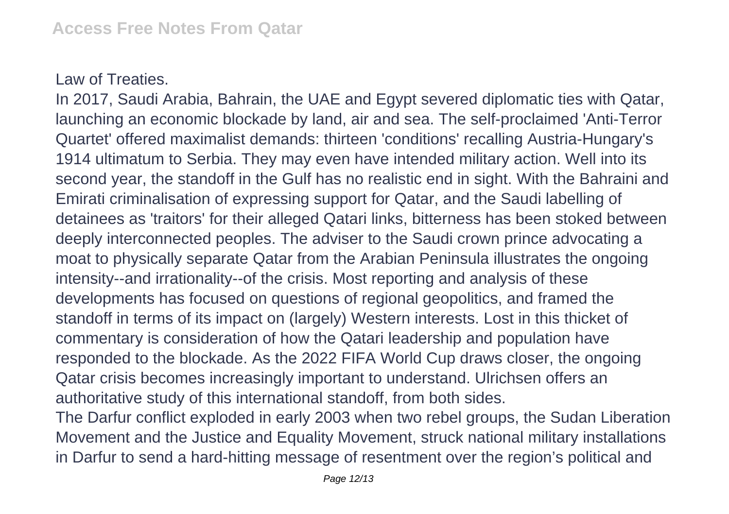Law of Treaties.

In 2017, Saudi Arabia, Bahrain, the UAE and Egypt severed diplomatic ties with Qatar, launching an economic blockade by land, air and sea. The self-proclaimed 'Anti-Terror Quartet' offered maximalist demands: thirteen 'conditions' recalling Austria-Hungary's 1914 ultimatum to Serbia. They may even have intended military action. Well into its second year, the standoff in the Gulf has no realistic end in sight. With the Bahraini and Emirati criminalisation of expressing support for Qatar, and the Saudi labelling of detainees as 'traitors' for their alleged Qatari links, bitterness has been stoked between deeply interconnected peoples. The adviser to the Saudi crown prince advocating a moat to physically separate Qatar from the Arabian Peninsula illustrates the ongoing intensity--and irrationality--of the crisis. Most reporting and analysis of these developments has focused on questions of regional geopolitics, and framed the standoff in terms of its impact on (largely) Western interests. Lost in this thicket of commentary is consideration of how the Qatari leadership and population have responded to the blockade. As the 2022 FIFA World Cup draws closer, the ongoing Qatar crisis becomes increasingly important to understand. Ulrichsen offers an authoritative study of this international standoff, from both sides.

The Darfur conflict exploded in early 2003 when two rebel groups, the Sudan Liberation Movement and the Justice and Equality Movement, struck national military installations in Darfur to send a hard-hitting message of resentment over the region's political and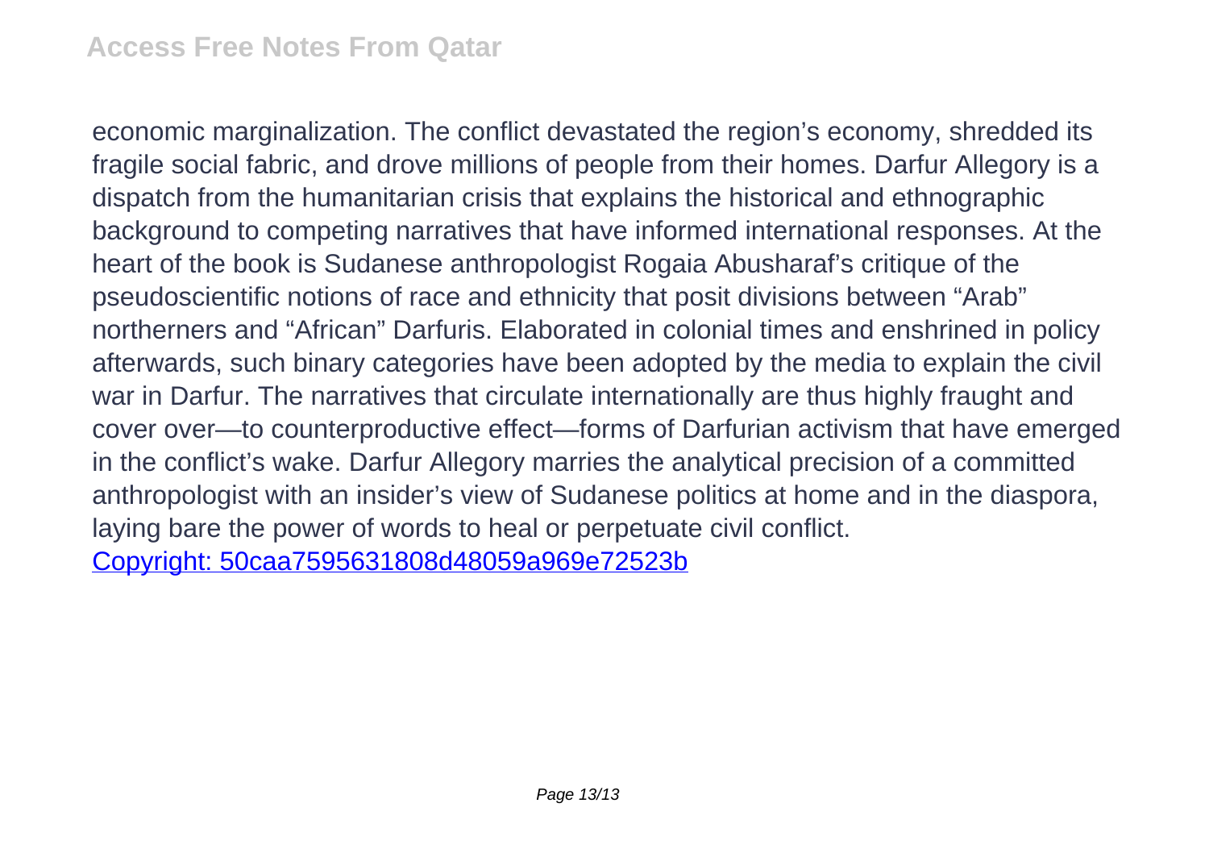economic marginalization. The conflict devastated the region's economy, shredded its fragile social fabric, and drove millions of people from their homes. Darfur Allegory is a dispatch from the humanitarian crisis that explains the historical and ethnographic background to competing narratives that have informed international responses. At the heart of the book is Sudanese anthropologist Rogaia Abusharaf's critique of the pseudoscientific notions of race and ethnicity that posit divisions between "Arab" northerners and "African" Darfuris. Elaborated in colonial times and enshrined in policy afterwards, such binary categories have been adopted by the media to explain the civil war in Darfur. The narratives that circulate internationally are thus highly fraught and cover over—to counterproductive effect—forms of Darfurian activism that have emerged in the conflict's wake. Darfur Allegory marries the analytical precision of a committed anthropologist with an insider's view of Sudanese politics at home and in the diaspora, laying bare the power of words to heal or perpetuate civil conflict.

Copyright: 50caa7595631808d48059a969e72523b